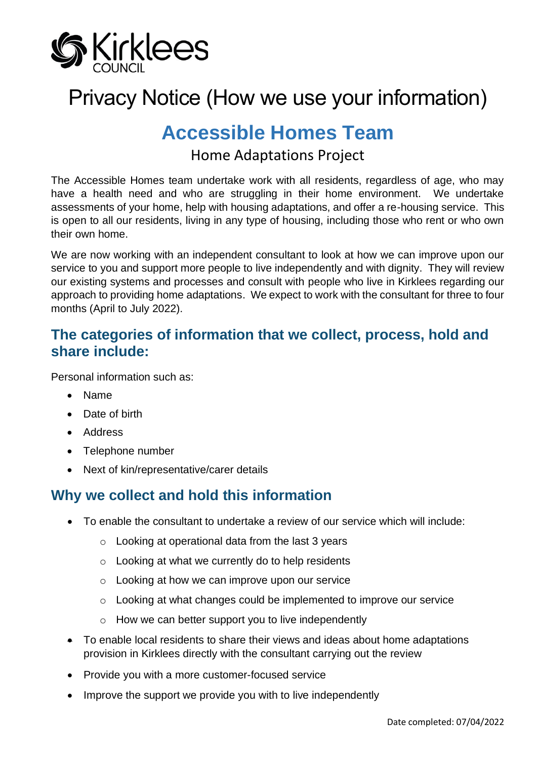Kirklees COUNCIL

# Privacy Notice (How we use your information)

## Accessible Homes Team

### Home Adaptations Project

The Accessible Homes team undertake work with all residents, regardless of age, who may have a health need and who are struggling in their home environment. We undertake assessments of your home, help with housing adaptations, and offer a re-housing service. This is open to all our residents, living in any type of housing, including those who rent or who own their own home.

We are now working with an independent consultant to look at how we can improve upon our service to you and support more people to live independently and with dignity. They will review our existing systems and processes and consult with people who live in Kirklees regarding our approach to providing home adaptations. We expect to work with the consultant for three to four months (April to July 2022).

## The categories of information that we collect, process, hold and share include:

Personal information such as:

- Name
- Date of birth
- Address
- Telephone number
- Next of kin/representative/carer details

## Why we collect and hold this information

- To enable the consultant to undertake a review of our service which will include:
    - Looking at operational data from the last 3 years
    - Looking at what we currently do to help residents
    - Looking at how we can improve upon our service
    - Looking at what changes could be implemented to improve our service
    - How we can better support you to live independently
- To enable local residents to share their views and ideas about home adaptations provision in Kirklees directly with the consultant carrying out the review
- Provide you with a more customer-focused service
- Improve the support we provide you with to live independently

Date completed: 07/04/2022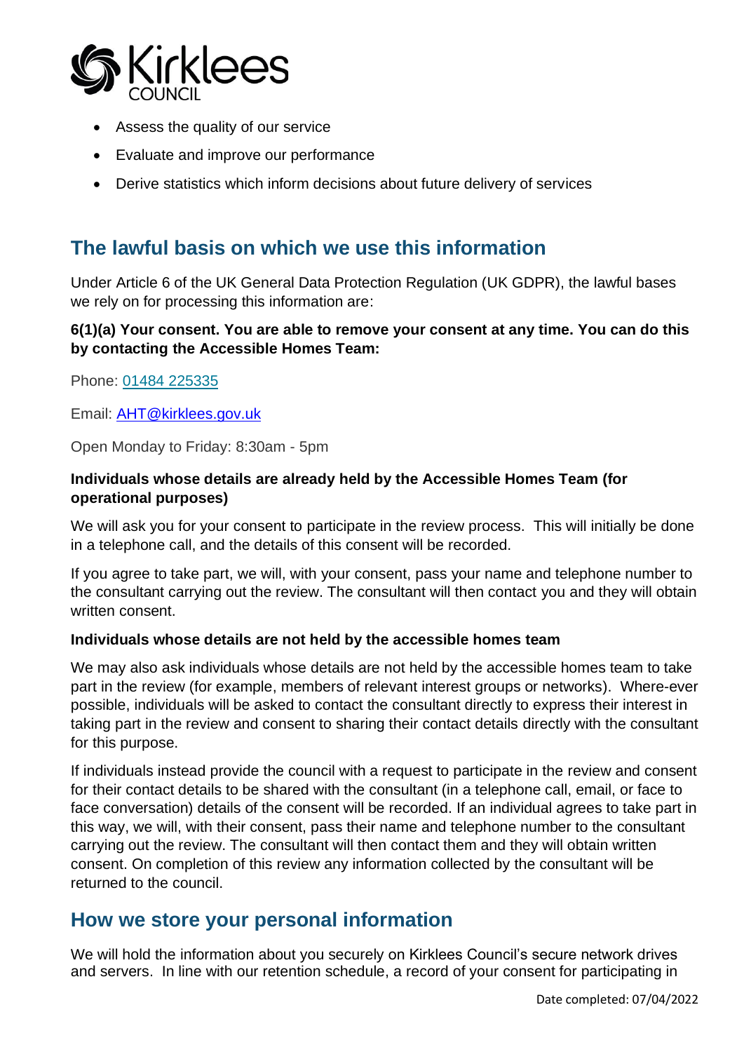- Assess the quality of our service
- Evaluate and improve our performance
- Derive statistics which inform decisions about future delivery of services

## The lawful basis on which we use this information

Under Article 6 of the UK General Data Protection Regulation (UK GDPR), the lawful bases we rely on for processing this information are:

**6(1)(a) Your consent. You are able to remove your consent at any time. You can do this by contacting the Accessible Homes Team:**

Phone: [01484 225335](tel:01484225335)

Email: [AHT@kirklees.gov.uk](mailto:AHT@kirklees.gov.uk)

Open Monday to Friday: 8:30am - 5pm

**Individuals whose details are already held by the Accessible Homes Team (for operational purposes)**

We will ask you for your consent to participate in the review process. This will initially be done in a telephone call, and the details of this consent will be recorded.

If you agree to take part, we will, with your consent, pass your name and telephone number to the consultant carrying out the review. The consultant will then contact you and they will obtain written consent.

**Individuals whose details are not held by the accessible homes team**

We may also ask individuals whose details are not held by the accessible homes team to take part in the review (for example, members of relevant interest groups or networks). Where-ever possible, individuals will be asked to contact the consultant directly to express their interest in taking part in the review and consent to sharing their contact details directly with the consultant for this purpose.

If individuals instead provide the council with a request to participate in the review and consent for their contact details to be shared with the consultant (in a telephone call, email, or face to face conversation) details of the consent will be recorded. If an individual agrees to take part in this way, we will, with their consent, pass their name and telephone number to the consultant carrying out the review. The consultant will then contact them and they will obtain written consent. On completion of this review any information collected by the consultant will be returned to the council.

## How we store your personal information

We will hold the information about you securely on Kirklees Council's secure network drives and servers. In line with our retention schedule, a record of your consent for participating in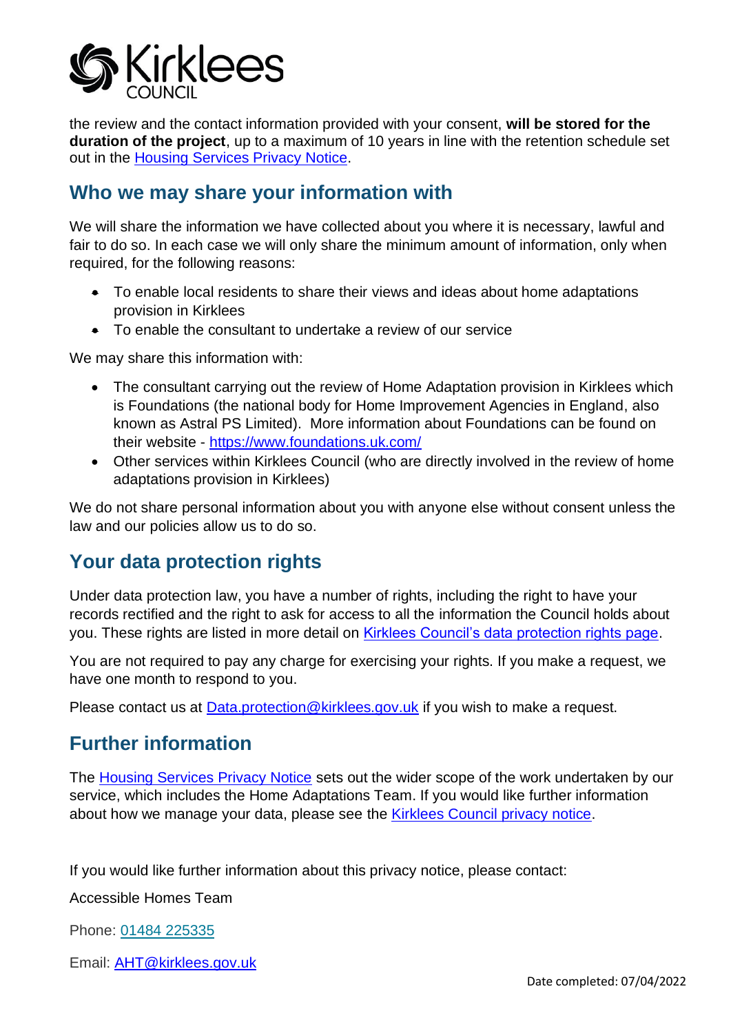the review and the contact information provided with your consent, **will be stored for the duration of the project**, up to a maximum of 10 years in line with the retention schedule set out in the Housing Services Privacy Notice.

## Who we may share your information with

We will share the information we have collected about you where it is necessary, lawful and fair to do so. In each case we will only share the minimum amount of information, only when required, for the following reasons:

- To enable local residents to share their views and ideas about home adaptations provision in Kirklees
- To enable the consultant to undertake a review of our service

We may share this information with:

- The consultant carrying out the review of Home Adaptation provision in Kirklees which is Foundations (the national body for Home Improvement Agencies in England, also known as Astral PS Limited). More information about Foundations can be found on their website - https://www.foundations.uk.com/
- Other services within Kirklees Council (who are directly involved in the review of home adaptations provision in Kirklees)

We do not share personal information about you with anyone else without consent unless the law and our policies allow us to do so.

## Your data protection rights

Under data protection law, you have a number of rights, including the right to have your records rectified and the right to ask for access to all the information the Council holds about you. These rights are listed in more detail on Kirklees Council's data protection rights page.

You are not required to pay any charge for exercising your rights. If you make a request, we have one month to respond to you.

Please contact us at Data.protection@kirklees.gov.uk if you wish to make a request.

## Further information

The Housing Services Privacy Notice sets out the wider scope of the work undertaken by our service, which includes the Home Adaptations Team. If you would like further information about how we manage your data, please see the Kirklees Council privacy notice.

If you would like further information about this privacy notice, please contact:

Accessible Homes Team

Phone: 01484 225335

Email: AHT@kirklees.gov.uk

Date completed: 07/04/2022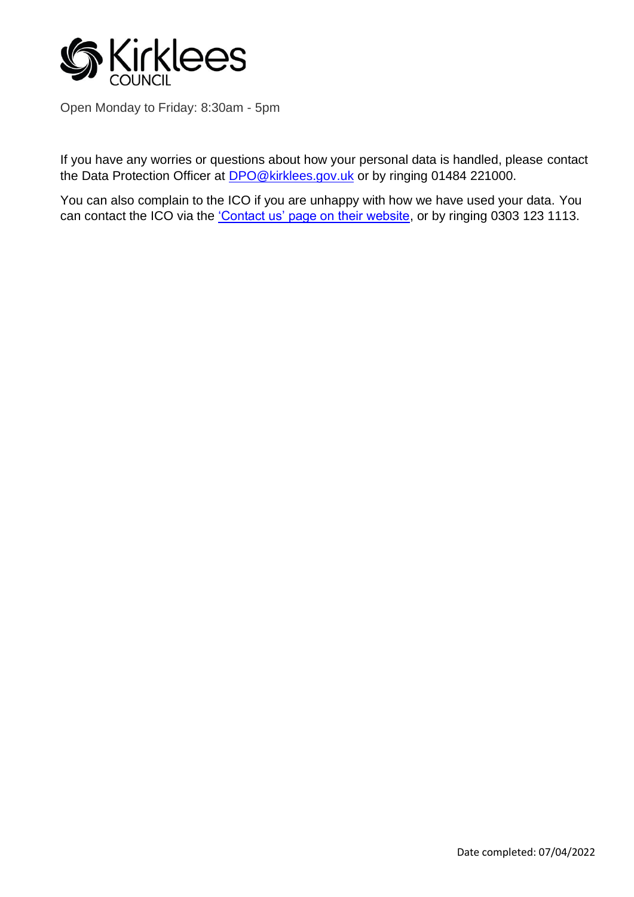Open Monday to Friday: 8:30am - 5pm

If you have any worries or questions about how your personal data is handled, please contact the Data Protection Officer at DPO@kirklees.gov.uk or by ringing 01484 221000.

You can also complain to the ICO if you are unhappy with how we have used your data. You can contact the ICO via the 'Contact us' page on their website, or by ringing 0303 123 1113.

Date completed: 07/04/2022